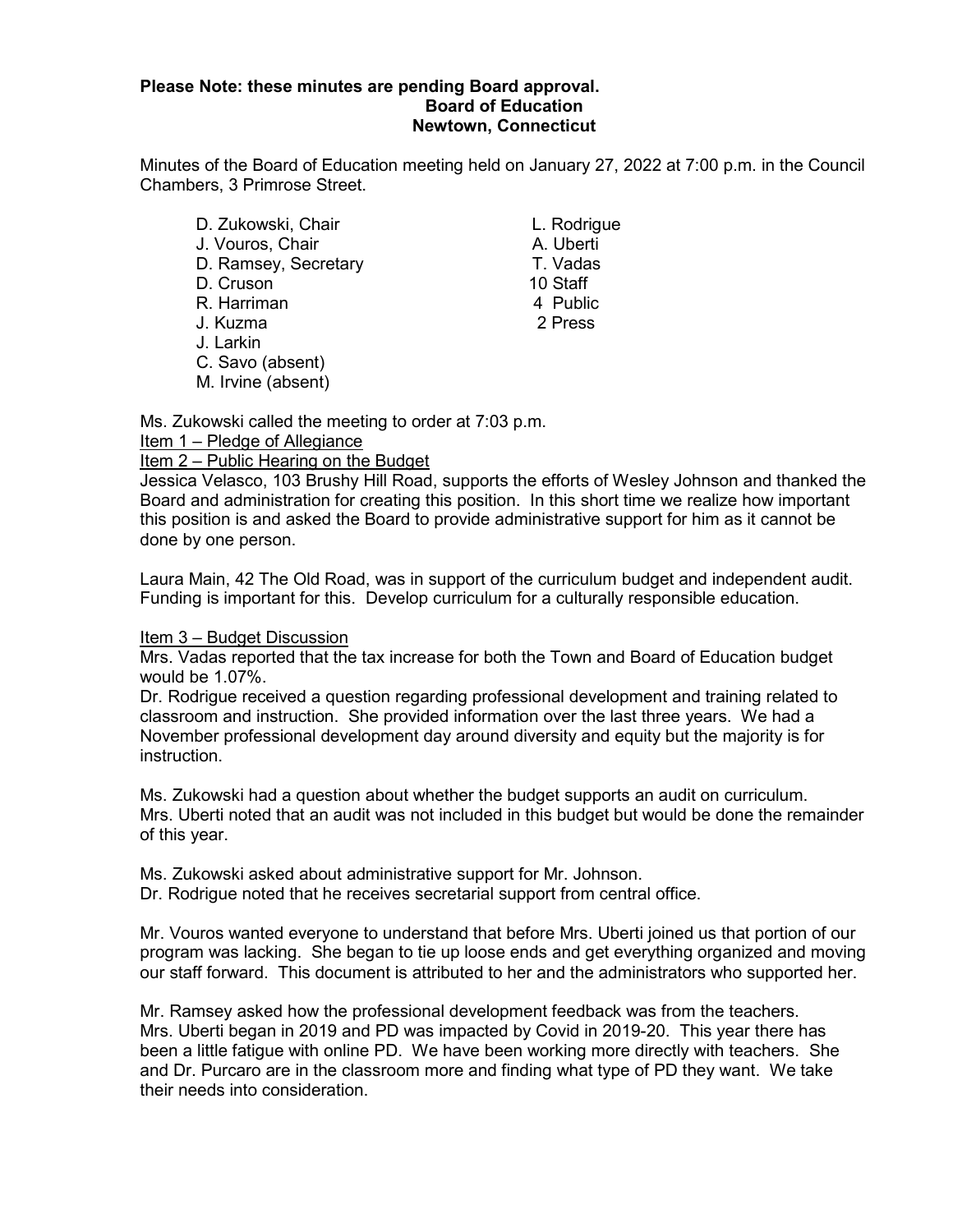**Please Note: these minutes are pending Board approval.**

**Board of Education**
**Newtown, Connecticut**

Minutes of the Board of Education meeting held on January 27, 2022 at 7:00 p.m. in the Council Chambers, 3 Primrose Street.

D. Zukowski, Chair
J. Vouros, Chair
D. Ramsey, Secretary
D. Cruson
R. Harriman
J. Kuzma
J. Larkin
C. Savo (absent)
M. Irvine (absent)

L. Rodrigue
A. Uberti
T. Vadas
10 Staff
4 Public
2 Press

Ms. Zukowski called the meeting to order at 7:03 p.m.

Item 1 – Pledge of Allegiance

Item 2 – Public Hearing on the Budget

Jessica Velasco, 103 Brushy Hill Road, supports the efforts of Wesley Johnson and thanked the Board and administration for creating this position. In this short time we realize how important this position is and asked the Board to provide administrative support for him as it cannot be done by one person.

Laura Main, 42 The Old Road, was in support of the curriculum budget and independent audit. Funding is important for this. Develop curriculum for a culturally responsible education.

Item 3 – Budget Discussion

Mrs. Vadas reported that the tax increase for both the Town and Board of Education budget would be 1.07%.

Dr. Rodrigue received a question regarding professional development and training related to classroom and instruction. She provided information over the last three years. We had a November professional development day around diversity and equity but the majority is for instruction.

Ms. Zukowski had a question about whether the budget supports an audit on curriculum. Mrs. Uberti noted that an audit was not included in this budget but would be done the remainder of this year.

Ms. Zukowski asked about administrative support for Mr. Johnson.
Dr. Rodrigue noted that he receives secretarial support from central office.

Mr. Vouros wanted everyone to understand that before Mrs. Uberti joined us that portion of our program was lacking. She began to tie up loose ends and get everything organized and moving our staff forward. This document is attributed to her and the administrators who supported her.

Mr. Ramsey asked how the professional development feedback was from the teachers.
Mrs. Uberti began in 2019 and PD was impacted by Covid in 2019-20. This year there has been a little fatigue with online PD. We have been working more directly with teachers. She and Dr. Purcaro are in the classroom more and finding what type of PD they want. We take their needs into consideration.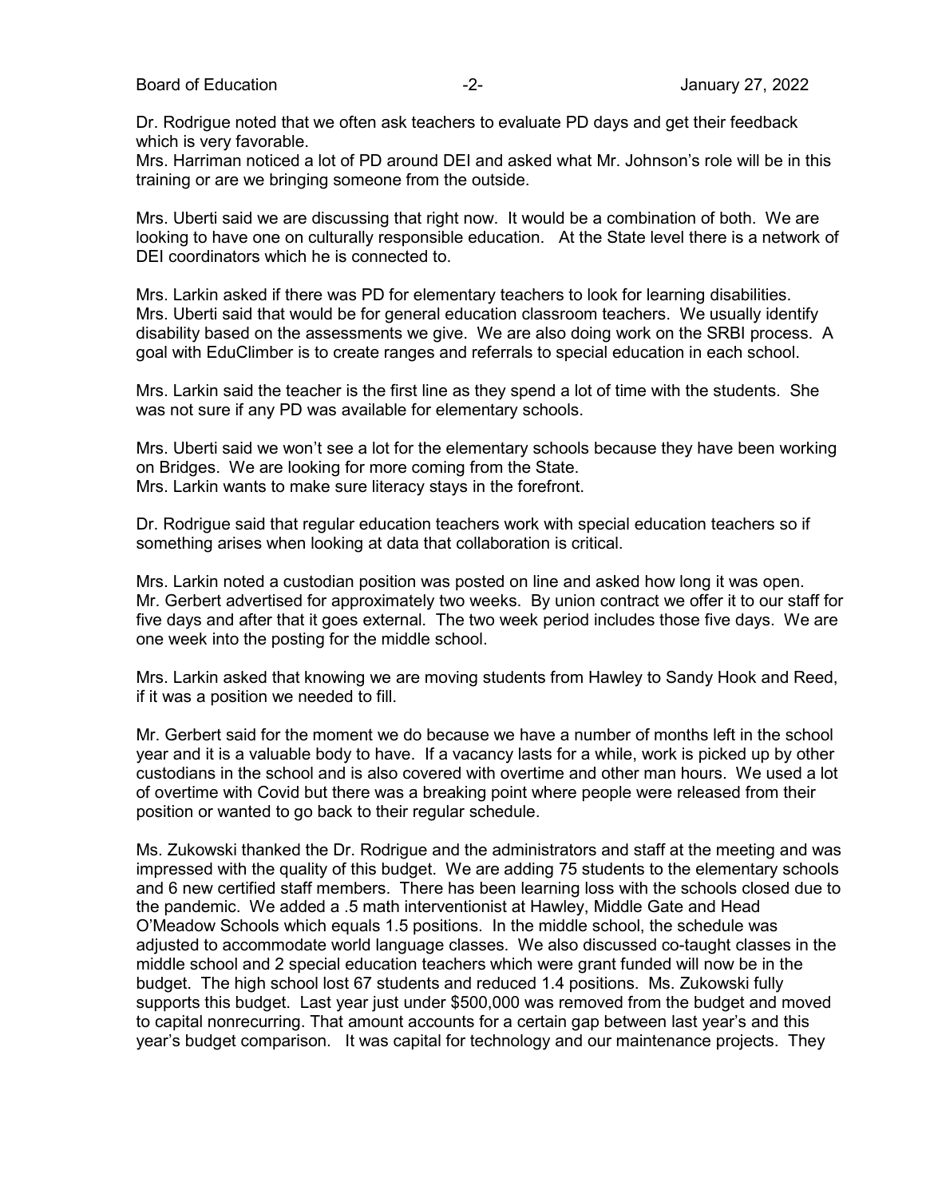Dr. Rodrigue noted that we often ask teachers to evaluate PD days and get their feedback which is very favorable.
Mrs. Harriman noticed a lot of PD around DEI and asked what Mr. Johnson's role will be in this training or are we bringing someone from the outside.

Mrs. Uberti said we are discussing that right now. It would be a combination of both. We are looking to have one on culturally responsible education. At the State level there is a network of DEI coordinators which he is connected to.

Mrs. Larkin asked if there was PD for elementary teachers to look for learning disabilities. Mrs. Uberti said that would be for general education classroom teachers. We usually identify disability based on the assessments we give. We are also doing work on the SRBI process. A goal with EduClimber is to create ranges and referrals to special education in each school.

Mrs. Larkin said the teacher is the first line as they spend a lot of time with the students. She was not sure if any PD was available for elementary schools.

Mrs. Uberti said we won't see a lot for the elementary schools because they have been working on Bridges. We are looking for more coming from the State.
Mrs. Larkin wants to make sure literacy stays in the forefront.

Dr. Rodrigue said that regular education teachers work with special education teachers so if something arises when looking at data that collaboration is critical.

Mrs. Larkin noted a custodian position was posted on line and asked how long it was open. Mr. Gerbert advertised for approximately two weeks. By union contract we offer it to our staff for five days and after that it goes external. The two week period includes those five days. We are one week into the posting for the middle school.

Mrs. Larkin asked that knowing we are moving students from Hawley to Sandy Hook and Reed, if it was a position we needed to fill.

Mr. Gerbert said for the moment we do because we have a number of months left in the school year and it is a valuable body to have. If a vacancy lasts for a while, work is picked up by other custodians in the school and is also covered with overtime and other man hours. We used a lot of overtime with Covid but there was a breaking point where people were released from their position or wanted to go back to their regular schedule.

Ms. Zukowski thanked the Dr. Rodrigue and the administrators and staff at the meeting and was impressed with the quality of this budget. We are adding 75 students to the elementary schools and 6 new certified staff members. There has been learning loss with the schools closed due to the pandemic. We added a .5 math interventionist at Hawley, Middle Gate and Head O'Meadow Schools which equals 1.5 positions. In the middle school, the schedule was adjusted to accommodate world language classes. We also discussed co-taught classes in the middle school and 2 special education teachers which were grant funded will now be in the budget. The high school lost 67 students and reduced 1.4 positions. Ms. Zukowski fully supports this budget. Last year just under $500,000 was removed from the budget and moved to capital nonrecurring. That amount accounts for a certain gap between last year's and this year's budget comparison. It was capital for technology and our maintenance projects. They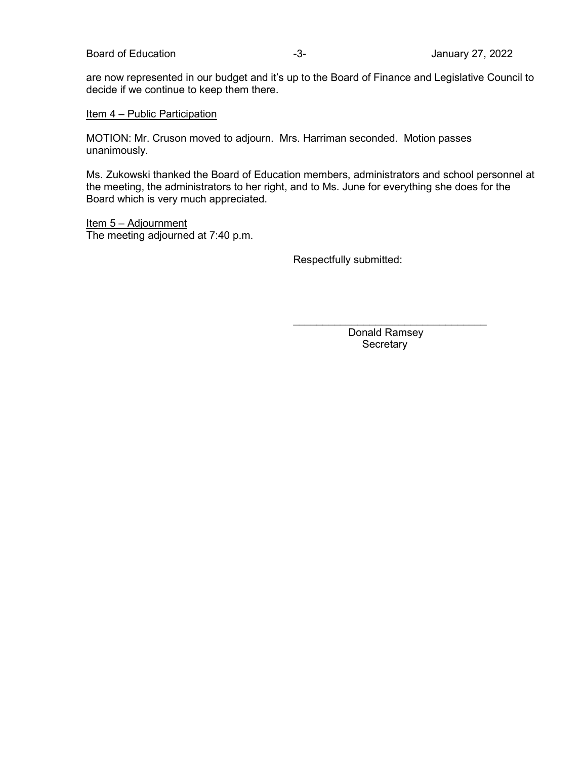are now represented in our budget and it's up to the Board of Finance and Legislative Council to decide if we continue to keep them there.

Item 4 – Public Participation

MOTION: Mr. Cruson moved to adjourn. Mrs. Harriman seconded. Motion passes unanimously.

Ms. Zukowski thanked the Board of Education members, administrators and school personnel at the meeting, the administrators to her right, and to Ms. June for everything she does for the Board which is very much appreciated.

Item 5 – Adjournment
The meeting adjourned at 7:40 p.m.

Respectfully submitted:

\_\_\_\_\_\_\_\_\_\_\_\_\_\_\_\_\_\_\_\_\_\_\_\_\_\_\_\_\_\_\_\_\_\_

Donald Ramsey
Secretary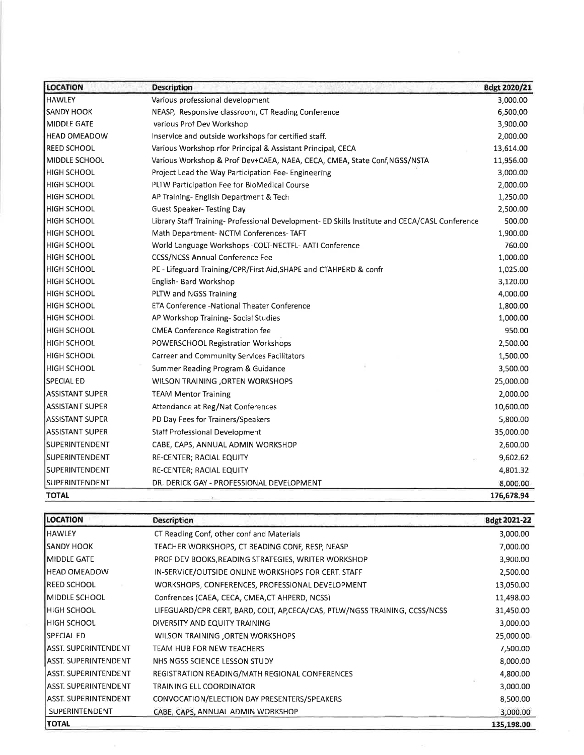| LOCATION | Description | Bdgt 2020/21 |
|---|---|---|
| HAWLEY | Various professional development | 3,000.00 |
| SANDY HOOK | NEASP, Responsive classroom, CT Reading Conference | 6,500.00 |
| MIDDLE GATE | various Prof Dev Workshop | 3,900.00 |
| HEAD OMEADOW | Inservice and outside workshops for certified staff. | 2,000.00 |
| REED SCHOOL | Various Workshop rfor Principal & Assistant Principal, CECA | 13,614.00 |
| MIDDLE SCHOOL | Various Workshop & Prof Dev+CAEA, NAEA, CECA, CMEA, State Conf,NGSS/NSTA | 11,956.00 |
| HIGH SCHOOL | Project Lead the Way Participation Fee- Engineering | 3,000.00 |
| HIGH SCHOOL | PLTW Participation Fee for BioMedical Course | 2,000.00 |
| HIGH SCHOOL | AP Training- English Department & Tech | 1,250.00 |
| HIGH SCHOOL | Guest Speaker- Testing Day | 2,500.00 |
| HIGH SCHOOL | Library Staff Training- Professional Development- ED Skills Institute and CECA/CASL Conference | 500.00 |
| HIGH SCHOOL | Math Department- NCTM Conferences- TAFT | 1,900.00 |
| HIGH SCHOOL | World Language Workshops -COLT-NECTFL- AATI Conference | 760.00 |
| HIGH SCHOOL | CCSS/NCSS Annual Conference Fee | 1,000.00 |
| HIGH SCHOOL | PE - Lifeguard Training/CPR/First Aid,SHAPE and CTAHPERD & confr | 1,025.00 |
| HIGH SCHOOL | English- Bard Workshop | 3,120.00 |
| HIGH SCHOOL | PLTW and NGSS Training | 4,000.00 |
| HIGH SCHOOL | ETA Conference -National Theater Conference | 1,800.00 |
| HIGH SCHOOL | AP Workshop Training- Social Studies | 1,000.00 |
| HIGH SCHOOL | CMEA Conference Registration fee | 950.00 |
| HIGH SCHOOL | POWERSCHOOL Registration Workshops | 2,500.00 |
| HIGH SCHOOL | Carreer and Community Services Facilitators | 1,500.00 |
| HIGH SCHOOL | Summer Reading Program & Guidance | 3,500.00 |
| SPECIAL ED | WILSON TRAINING ,ORTEN WORKSHOPS | 25,000.00 |
| ASSISTANT SUPER | TEAM Mentor Training | 2,000.00 |
| ASSISTANT SUPER | Attendance at Reg/Nat Conferences | 10,600.00 |
| ASSISTANT SUPER | PD Day Fees for Trainers/Speakers | 5,800.00 |
| ASSISTANT SUPER | Staff Professional Development | 35,000.00 |
| SUPERINTENDENT | CABE, CAPS, ANNUAL ADMIN WORKSHOP | 2,600.00 |
| SUPERINTENDENT | RE-CENTER; RACIAL EQUITY | 9,602.62 |
| SUPERINTENDENT | RE-CENTER; RACIAL EQUITY | 4,801.32 |
| SUPERINTENDENT | DR. DERICK GAY - PROFESSIONAL DEVELOPMENT | 8,000.00 |
| **TOTAL** | | **176,678.94** |

| LOCATION | Description | Bdgt 2021-22 |
|---|---|---|
| HAWLEY | CT Reading Conf, other conf and Materials | 3,000.00 |
| SANDY HOOK | TEACHER WORKSHOPS, CT READING CONF, RESP, NEASP | 7,000.00 |
| MIDDLE GATE | PROF DEV BOOKS,READING STRATEGIES, WRITER WORKSHOP | 3,900.00 |
| HEAD OMEADOW | IN-SERVICE/OUTSIDE ONLINE WORKSHOPS FOR CERT. STAFF | 2,500.00 |
| REED SCHOOL | WORKSHOPS, CONFERENCES, PROFESSIONAL DEVELOPMENT | 13,050.00 |
| MIDDLE SCHOOL | Confrences (CAEA, CECA, CMEA,CT AHPERD, NCSS) | 11,498.00 |
| HIGH SCHOOL | LIFEGUARD/CPR CERT, BARD, COLT, AP,CECA/CAS, PTLW/NGSS TRAINING, CCSS/NCSS | 31,450.00 |
| HIGH SCHOOL | DIVERSITY AND EQUITY TRAINING | 3,000.00 |
| SPECIAL ED | WILSON TRAINING ,ORTEN WORKSHOPS | 25,000.00 |
| ASST. SUPERINTENDENT | TEAM HUB FOR NEW TEACHERS | 7,500.00 |
| ASST. SUPERINTENDENT | NHS NGSS SCIENCE LESSON STUDY | 8,000.00 |
| ASST. SUPERINTENDENT | REGISTRATION READING/MATH REGIONAL CONFERENCES | 4,800.00 |
| ASST. SUPERINTENDENT | TRAINING ELL COORDINATOR | 3,000.00 |
| ASST. SUPERINTENDENT | CONVOCATION/ELECTION DAY PRESENTERS/SPEAKERS | 8,500.00 |
| SUPERINTENDENT | CABE, CAPS, ANNUAL ADMIN WORKSHOP | 3,000.00 |
| **TOTAL** | | **135,198.00** |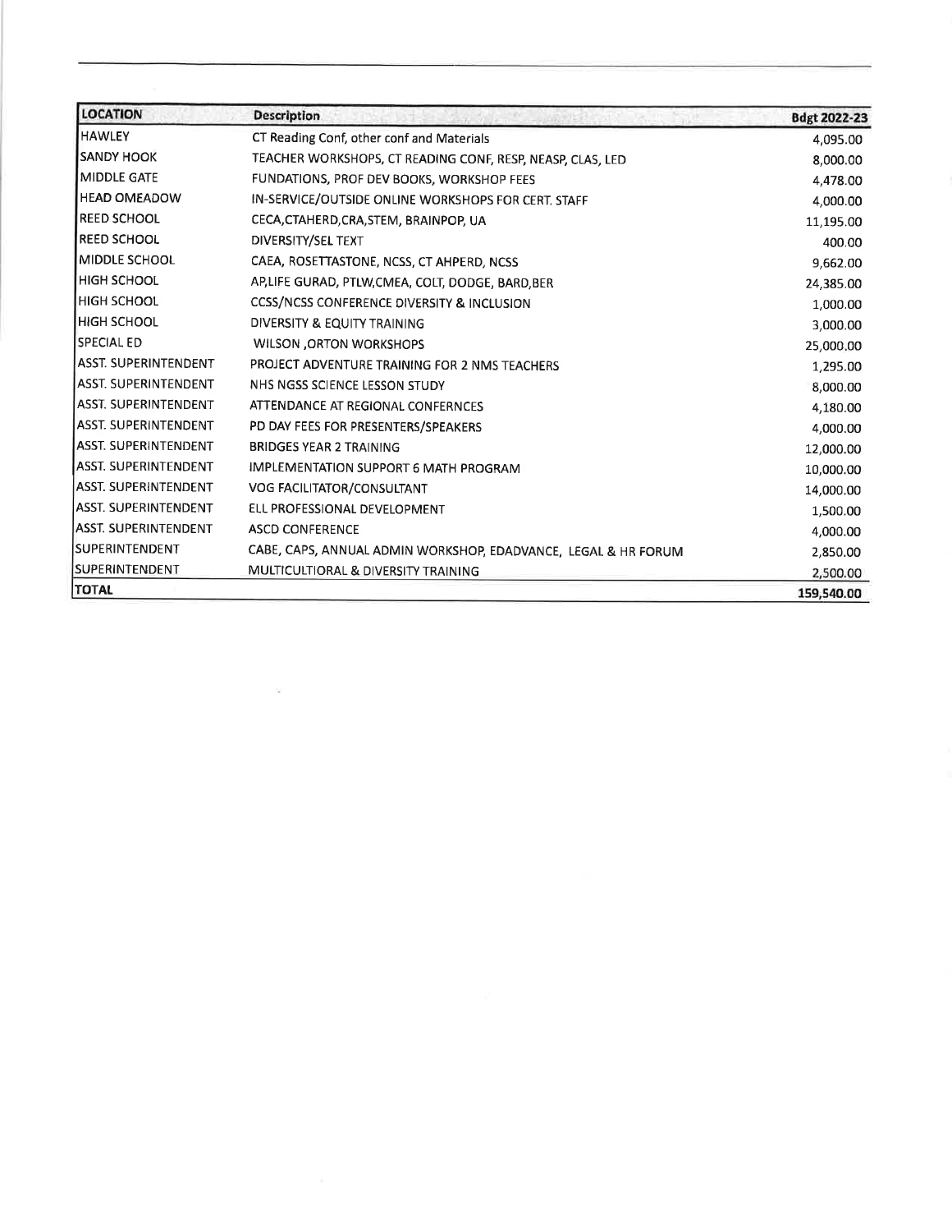| LOCATION | Description | Bdgt 2022-23 |
|---|---|---|
| HAWLEY | CT Reading Conf, other conf and Materials | 4,095.00 |
| SANDY HOOK | TEACHER WORKSHOPS, CT READING CONF, RESP, NEASP, CLAS, LED | 8,000.00 |
| MIDDLE GATE | FUNDATIONS, PROF DEV BOOKS, WORKSHOP FEES | 4,478.00 |
| HEAD OMEADOW | IN-SERVICE/OUTSIDE ONLINE WORKSHOPS FOR CERT. STAFF | 4,000.00 |
| REED SCHOOL | CECA,CTAHERD,CRA,STEM, BRAINPOP, UA | 11,195.00 |
| REED SCHOOL | DIVERSITY/SEL TEXT | 400.00 |
| MIDDLE SCHOOL | CAEA, ROSETTASTONE, NCSS, CT AHPERD, NCSS | 9,662.00 |
| HIGH SCHOOL | AP,LIFE GURAD, PTLW,CMEA, COLT, DODGE, BARD,BER | 24,385.00 |
| HIGH SCHOOL | CCSS/NCSS CONFERENCE DIVERSITY & INCLUSION | 1,000.00 |
| HIGH SCHOOL | DIVERSITY & EQUITY TRAINING | 3,000.00 |
| SPECIAL ED | WILSON ,ORTON WORKSHOPS | 25,000.00 |
| ASST. SUPERINTENDENT | PROJECT ADVENTURE TRAINING FOR 2 NMS TEACHERS | 1,295.00 |
| ASST. SUPERINTENDENT | NHS NGSS SCIENCE LESSON STUDY | 8,000.00 |
| ASST. SUPERINTENDENT | ATTENDANCE AT REGIONAL CONFERNCES | 4,180.00 |
| ASST. SUPERINTENDENT | PD DAY FEES FOR PRESENTERS/SPEAKERS | 4,000.00 |
| ASST. SUPERINTENDENT | BRIDGES YEAR 2 TRAINING | 12,000.00 |
| ASST. SUPERINTENDENT | IMPLEMENTATION SUPPORT 6 MATH PROGRAM | 10,000.00 |
| ASST. SUPERINTENDENT | VOG FACILITATOR/CONSULTANT | 14,000.00 |
| ASST. SUPERINTENDENT | ELL PROFESSIONAL DEVELOPMENT | 1,500.00 |
| ASST. SUPERINTENDENT | ASCD CONFERENCE | 4,000.00 |
| SUPERINTENDENT | CABE, CAPS, ANNUAL ADMIN WORKSHOP, EDADVANCE, LEGAL & HR FORUM | 2,850.00 |
| SUPERINTENDENT | MULTICULTIORAL & DIVERSITY TRAINING | 2,500.00 |
| TOTAL | | 159,540.00 |